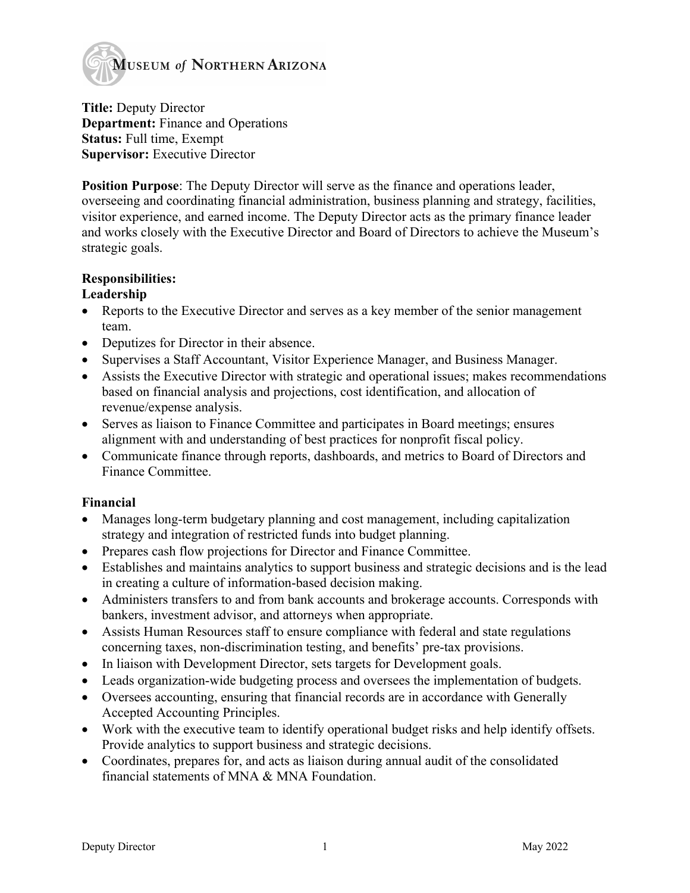MUSEUM *of* NORTHERN ARIZONA

**Title:** Deputy Director
**Department:** Finance and Operations
**Status:** Full time, Exempt
**Supervisor:** Executive Director

**Position Purpose**: The Deputy Director will serve as the finance and operations leader, overseeing and coordinating financial administration, business planning and strategy, facilities, visitor experience, and earned income. The Deputy Director acts as the primary finance leader and works closely with the Executive Director and Board of Directors to achieve the Museum's strategic goals.

**Responsibilities:**

**Leadership**

- Reports to the Executive Director and serves as a key member of the senior management team.
- Deputizes for Director in their absence.
- Supervises a Staff Accountant, Visitor Experience Manager, and Business Manager.
- Assists the Executive Director with strategic and operational issues; makes recommendations based on financial analysis and projections, cost identification, and allocation of revenue/expense analysis.
- Serves as liaison to Finance Committee and participates in Board meetings; ensures alignment with and understanding of best practices for nonprofit fiscal policy.
- Communicate finance through reports, dashboards, and metrics to Board of Directors and Finance Committee.

**Financial**

- Manages long-term budgetary planning and cost management, including capitalization strategy and integration of restricted funds into budget planning.
- Prepares cash flow projections for Director and Finance Committee.
- Establishes and maintains analytics to support business and strategic decisions and is the lead in creating a culture of information-based decision making.
- Administers transfers to and from bank accounts and brokerage accounts. Corresponds with bankers, investment advisor, and attorneys when appropriate.
- Assists Human Resources staff to ensure compliance with federal and state regulations concerning taxes, non-discrimination testing, and benefits' pre-tax provisions.
- In liaison with Development Director, sets targets for Development goals.
- Leads organization-wide budgeting process and oversees the implementation of budgets.
- Oversees accounting, ensuring that financial records are in accordance with Generally Accepted Accounting Principles.
- Work with the executive team to identify operational budget risks and help identify offsets. Provide analytics to support business and strategic decisions.
- Coordinates, prepares for, and acts as liaison during annual audit of the consolidated financial statements of MNA & MNA Foundation.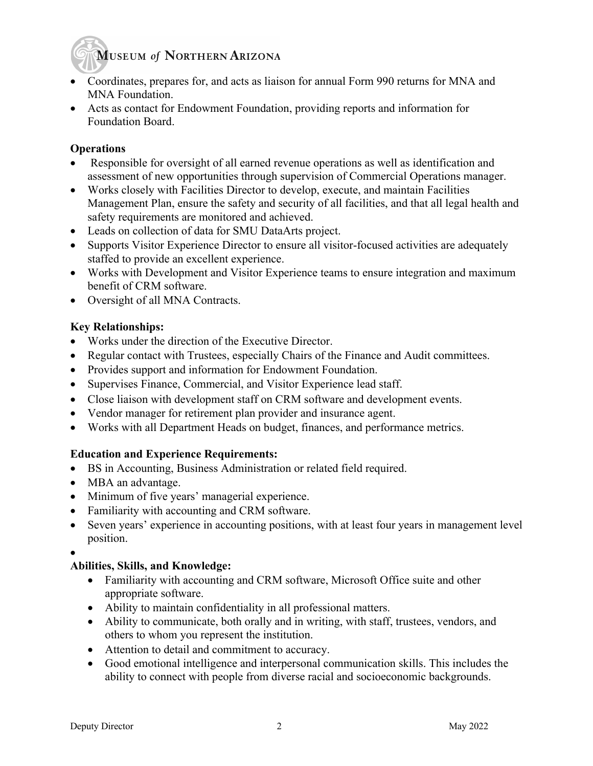- Coordinates, prepares for, and acts as liaison for annual Form 990 returns for MNA and MNA Foundation.
- Acts as contact for Endowment Foundation, providing reports and information for Foundation Board.

**Operations**

- Responsible for oversight of all earned revenue operations as well as identification and assessment of new opportunities through supervision of Commercial Operations manager.
- Works closely with Facilities Director to develop, execute, and maintain Facilities Management Plan, ensure the safety and security of all facilities, and that all legal health and safety requirements are monitored and achieved.
- Leads on collection of data for SMU DataArts project.
- Supports Visitor Experience Director to ensure all visitor-focused activities are adequately staffed to provide an excellent experience.
- Works with Development and Visitor Experience teams to ensure integration and maximum benefit of CRM software.
- Oversight of all MNA Contracts.

**Key Relationships:**

- Works under the direction of the Executive Director.
- Regular contact with Trustees, especially Chairs of the Finance and Audit committees.
- Provides support and information for Endowment Foundation.
- Supervises Finance, Commercial, and Visitor Experience lead staff.
- Close liaison with development staff on CRM software and development events.
- Vendor manager for retirement plan provider and insurance agent.
- Works with all Department Heads on budget, finances, and performance metrics.

**Education and Experience Requirements:**

- BS in Accounting, Business Administration or related field required.
- MBA an advantage.
- Minimum of five years' managerial experience.
- Familiarity with accounting and CRM software.
- Seven years' experience in accounting positions, with at least four years in management level position.

**Abilities, Skills, and Knowledge:**

- Familiarity with accounting and CRM software, Microsoft Office suite and other appropriate software.
- Ability to maintain confidentiality in all professional matters.
- Ability to communicate, both orally and in writing, with staff, trustees, vendors, and others to whom you represent the institution.
- Attention to detail and commitment to accuracy.
- Good emotional intelligence and interpersonal communication skills. This includes the ability to connect with people from diverse racial and socioeconomic backgrounds.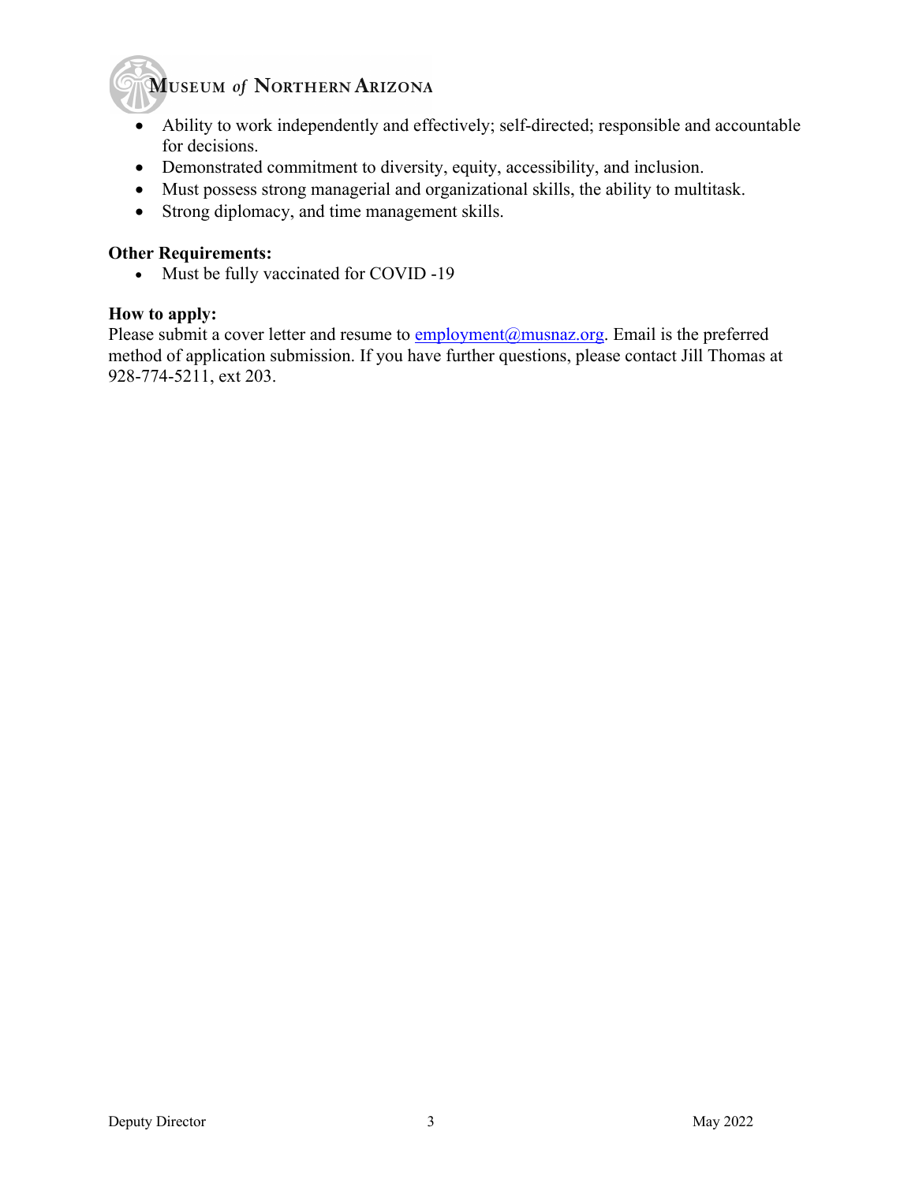- Ability to work independently and effectively; self-directed; responsible and accountable for decisions.
- Demonstrated commitment to diversity, equity, accessibility, and inclusion.
- Must possess strong managerial and organizational skills, the ability to multitask.
- Strong diplomacy, and time management skills.

**Other Requirements:**

- Must be fully vaccinated for COVID -19

**How to apply:**

Please submit a cover letter and resume to employment@musnaz.org. Email is the preferred method of application submission. If you have further questions, please contact Jill Thomas at 928-774-5211, ext 203.